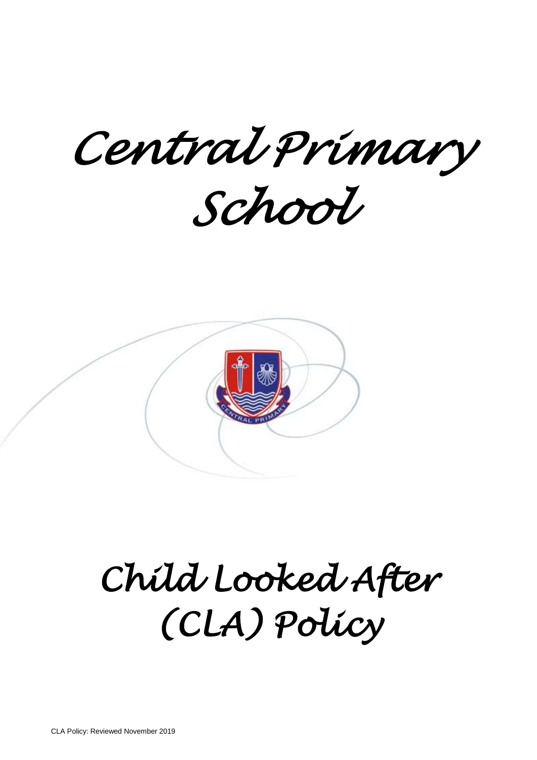# Central Primary School

# Child Looked After (CLA) Policy

CLA Policy: Reviewed November 2019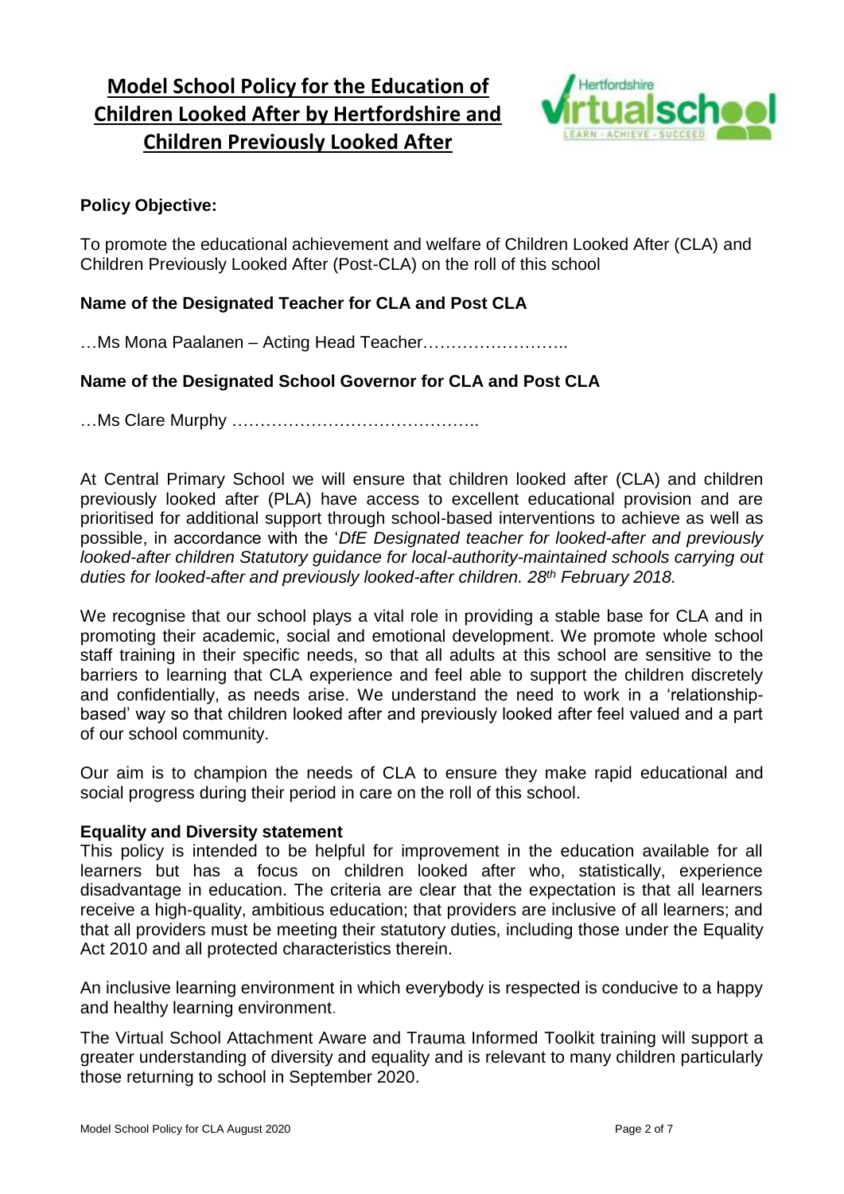# Model School Policy for the Education of Children Looked After by Hertfordshire and Children Previously Looked After

**Policy Objective:**

To promote the educational achievement and welfare of Children Looked After (CLA) and Children Previously Looked After (Post-CLA) on the roll of this school

**Name of the Designated Teacher for CLA and Post CLA**

…Ms Mona Paalanen – Acting Head Teacher……………………..

**Name of the Designated School Governor for CLA and Post CLA**

…Ms Clare Murphy ……………………………………..

At Central Primary School we will ensure that children looked after (CLA) and children previously looked after (PLA) have access to excellent educational provision and are prioritised for additional support through school-based interventions to achieve as well as possible, in accordance with the '*DfE Designated teacher for looked-after and previously looked-after children Statutory guidance for local-authority-maintained schools carrying out duties for looked-after and previously looked-after children. 28th February 2018.*

We recognise that our school plays a vital role in providing a stable base for CLA and in promoting their academic, social and emotional development. We promote whole school staff training in their specific needs, so that all adults at this school are sensitive to the barriers to learning that CLA experience and feel able to support the children discretely and confidentially, as needs arise. We understand the need to work in a 'relationship-based' way so that children looked after and previously looked after feel valued and a part of our school community.

Our aim is to champion the needs of CLA to ensure they make rapid educational and social progress during their period in care on the roll of this school.

**Equality and Diversity statement**

This policy is intended to be helpful for improvement in the education available for all learners but has a focus on children looked after who, statistically, experience disadvantage in education. The criteria are clear that the expectation is that all learners receive a high-quality, ambitious education; that providers are inclusive of all learners; and that all providers must be meeting their statutory duties, including those under the Equality Act 2010 and all protected characteristics therein.

An inclusive learning environment in which everybody is respected is conducive to a happy and healthy learning environment.

The Virtual School Attachment Aware and Trauma Informed Toolkit training will support a greater understanding of diversity and equality and is relevant to many children particularly those returning to school in September 2020.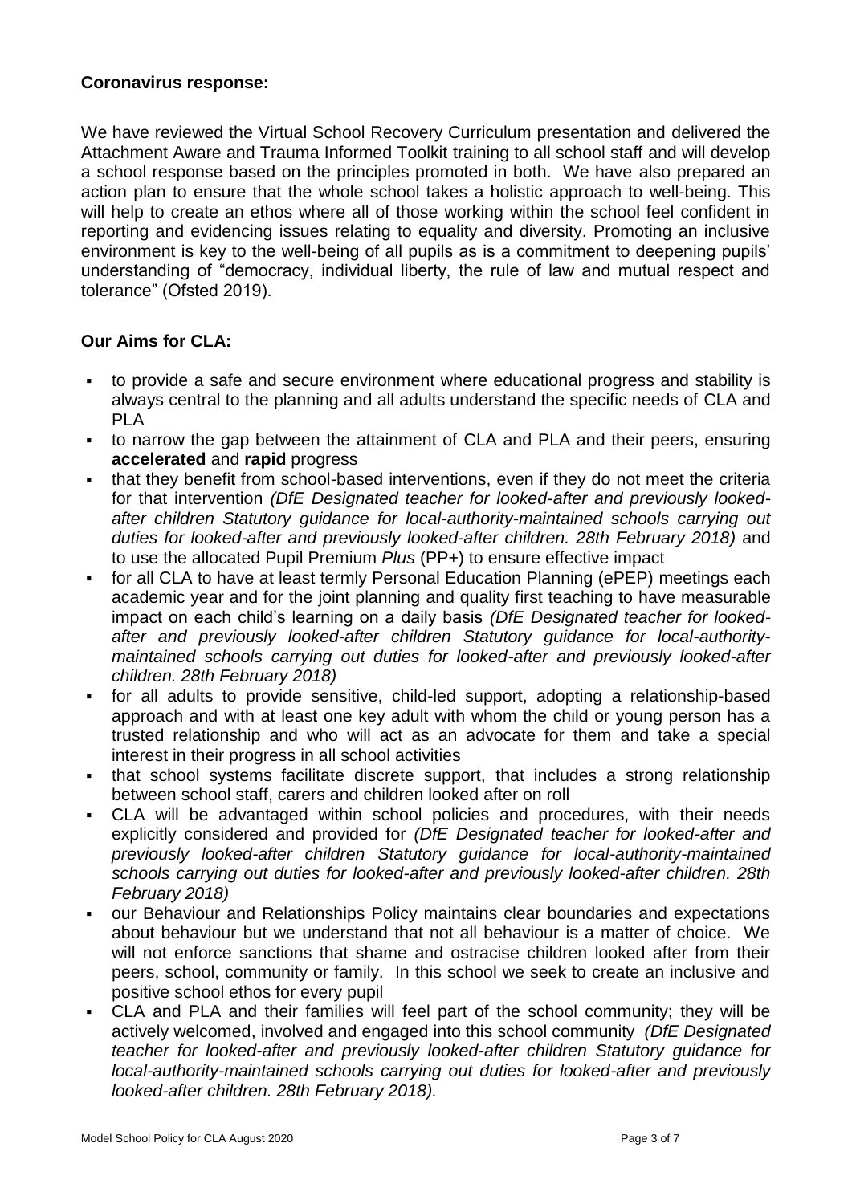### Coronavirus response:

We have reviewed the Virtual School Recovery Curriculum presentation and delivered the Attachment Aware and Trauma Informed Toolkit training to all school staff and will develop a school response based on the principles promoted in both. We have also prepared an action plan to ensure that the whole school takes a holistic approach to well-being. This will help to create an ethos where all of those working within the school feel confident in reporting and evidencing issues relating to equality and diversity. Promoting an inclusive environment is key to the well-being of all pupils as is a commitment to deepening pupils' understanding of "democracy, individual liberty, the rule of law and mutual respect and tolerance" (Ofsted 2019).

### Our Aims for CLA:

- to provide a safe and secure environment where educational progress and stability is always central to the planning and all adults understand the specific needs of CLA and PLA
- to narrow the gap between the attainment of CLA and PLA and their peers, ensuring **accelerated** and **rapid** progress
- that they benefit from school-based interventions, even if they do not meet the criteria for that intervention *(DfE Designated teacher for looked-after and previously looked-after children Statutory guidance for local-authority-maintained schools carrying out duties for looked-after and previously looked-after children. 28th February 2018)* and to use the allocated Pupil Premium *Plus* (PP+) to ensure effective impact
- for all CLA to have at least termly Personal Education Planning (ePEP) meetings each academic year and for the joint planning and quality first teaching to have measurable impact on each child's learning on a daily basis *(DfE Designated teacher for looked-after and previously looked-after children Statutory guidance for local-authority-maintained schools carrying out duties for looked-after and previously looked-after children. 28th February 2018)*
- for all adults to provide sensitive, child-led support, adopting a relationship-based approach and with at least one key adult with whom the child or young person has a trusted relationship and who will act as an advocate for them and take a special interest in their progress in all school activities
- that school systems facilitate discrete support, that includes a strong relationship between school staff, carers and children looked after on roll
- CLA will be advantaged within school policies and procedures, with their needs explicitly considered and provided for *(DfE Designated teacher for looked-after and previously looked-after children Statutory guidance for local-authority-maintained schools carrying out duties for looked-after and previously looked-after children. 28th February 2018)*
- our Behaviour and Relationships Policy maintains clear boundaries and expectations about behaviour but we understand that not all behaviour is a matter of choice. We will not enforce sanctions that shame and ostracise children looked after from their peers, school, community or family. In this school we seek to create an inclusive and positive school ethos for every pupil
- CLA and PLA and their families will feel part of the school community; they will be actively welcomed, involved and engaged into this school community *(DfE Designated teacher for looked-after and previously looked-after children Statutory guidance for local-authority-maintained schools carrying out duties for looked-after and previously looked-after children. 28th February 2018).*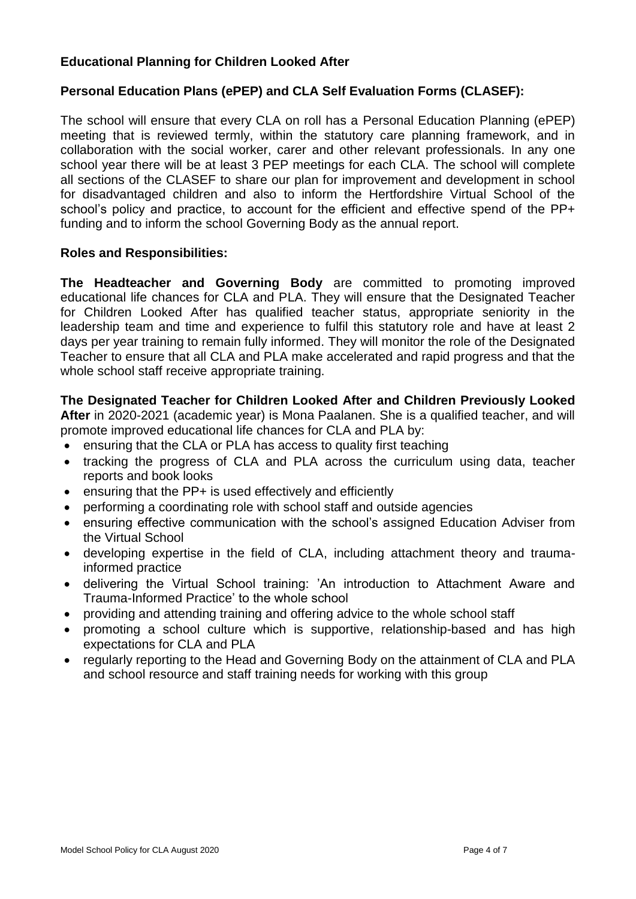## Educational Planning for Children Looked After

### Personal Education Plans (ePEP) and CLA Self Evaluation Forms (CLASEF):

The school will ensure that every CLA on roll has a Personal Education Planning (ePEP) meeting that is reviewed termly, within the statutory care planning framework, and in collaboration with the social worker, carer and other relevant professionals. In any one school year there will be at least 3 PEP meetings for each CLA. The school will complete all sections of the CLASEF to share our plan for improvement and development in school for disadvantaged children and also to inform the Hertfordshire Virtual School of the school's policy and practice, to account for the efficient and effective spend of the PP+ funding and to inform the school Governing Body as the annual report.

### Roles and Responsibilities:

**The Headteacher and Governing Body** are committed to promoting improved educational life chances for CLA and PLA. They will ensure that the Designated Teacher for Children Looked After has qualified teacher status, appropriate seniority in the leadership team and time and experience to fulfil this statutory role and have at least 2 days per year training to remain fully informed. They will monitor the role of the Designated Teacher to ensure that all CLA and PLA make accelerated and rapid progress and that the whole school staff receive appropriate training.

**The Designated Teacher for Children Looked After and Children Previously Looked After** in 2020-2021 (academic year) is Mona Paalanen. She is a qualified teacher, and will promote improved educational life chances for CLA and PLA by:

- ensuring that the CLA or PLA has access to quality first teaching
- tracking the progress of CLA and PLA across the curriculum using data, teacher reports and book looks
- ensuring that the PP+ is used effectively and efficiently
- performing a coordinating role with school staff and outside agencies
- ensuring effective communication with the school's assigned Education Adviser from the Virtual School
- developing expertise in the field of CLA, including attachment theory and trauma-informed practice
- delivering the Virtual School training: 'An introduction to Attachment Aware and Trauma-Informed Practice' to the whole school
- providing and attending training and offering advice to the whole school staff
- promoting a school culture which is supportive, relationship-based and has high expectations for CLA and PLA
- regularly reporting to the Head and Governing Body on the attainment of CLA and PLA and school resource and staff training needs for working with this group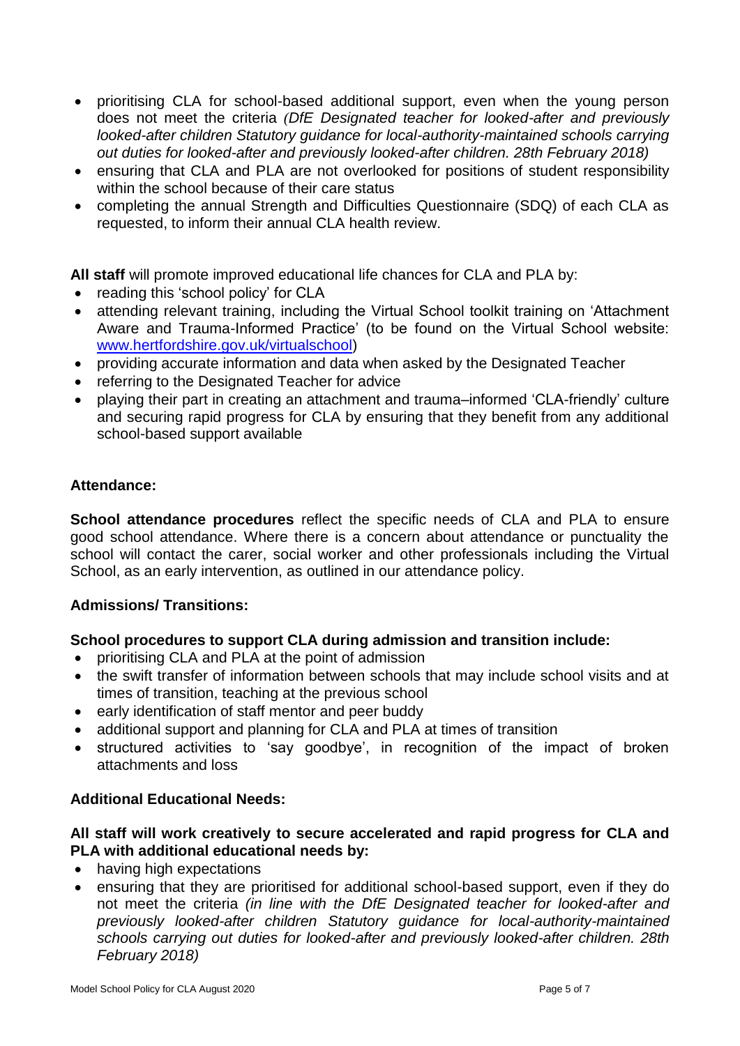- prioritising CLA for school-based additional support, even when the young person does not meet the criteria *(DfE Designated teacher for looked-after and previously looked-after children Statutory guidance for local-authority-maintained schools carrying out duties for looked-after and previously looked-after children. 28th February 2018)*
- ensuring that CLA and PLA are not overlooked for positions of student responsibility within the school because of their care status
- completing the annual Strength and Difficulties Questionnaire (SDQ) of each CLA as requested, to inform their annual CLA health review.

**All staff** will promote improved educational life chances for CLA and PLA by:

- reading this 'school policy' for CLA
- attending relevant training, including the Virtual School toolkit training on 'Attachment Aware and Trauma-Informed Practice' (to be found on the Virtual School website: [www.hertfordshire.gov.uk/virtualschool](www.hertfordshire.gov.uk/virtualschool))
- providing accurate information and data when asked by the Designated Teacher
- referring to the Designated Teacher for advice
- playing their part in creating an attachment and trauma–informed 'CLA-friendly' culture and securing rapid progress for CLA by ensuring that they benefit from any additional school-based support available

**Attendance:**

**School attendance procedures** reflect the specific needs of CLA and PLA to ensure good school attendance. Where there is a concern about attendance or punctuality the school will contact the carer, social worker and other professionals including the Virtual School, as an early intervention, as outlined in our attendance policy.

**Admissions/ Transitions:**

**School procedures to support CLA during admission and transition include:**

- prioritising CLA and PLA at the point of admission
- the swift transfer of information between schools that may include school visits and at times of transition, teaching at the previous school
- early identification of staff mentor and peer buddy
- additional support and planning for CLA and PLA at times of transition
- structured activities to 'say goodbye', in recognition of the impact of broken attachments and loss

**Additional Educational Needs:**

**All staff will work creatively to secure accelerated and rapid progress for CLA and PLA with additional educational needs by:**

- having high expectations
- ensuring that they are prioritised for additional school-based support, even if they do not meet the criteria *(in line with the DfE Designated teacher for looked-after and previously looked-after children Statutory guidance for local-authority-maintained schools carrying out duties for looked-after and previously looked-after children. 28th February 2018)*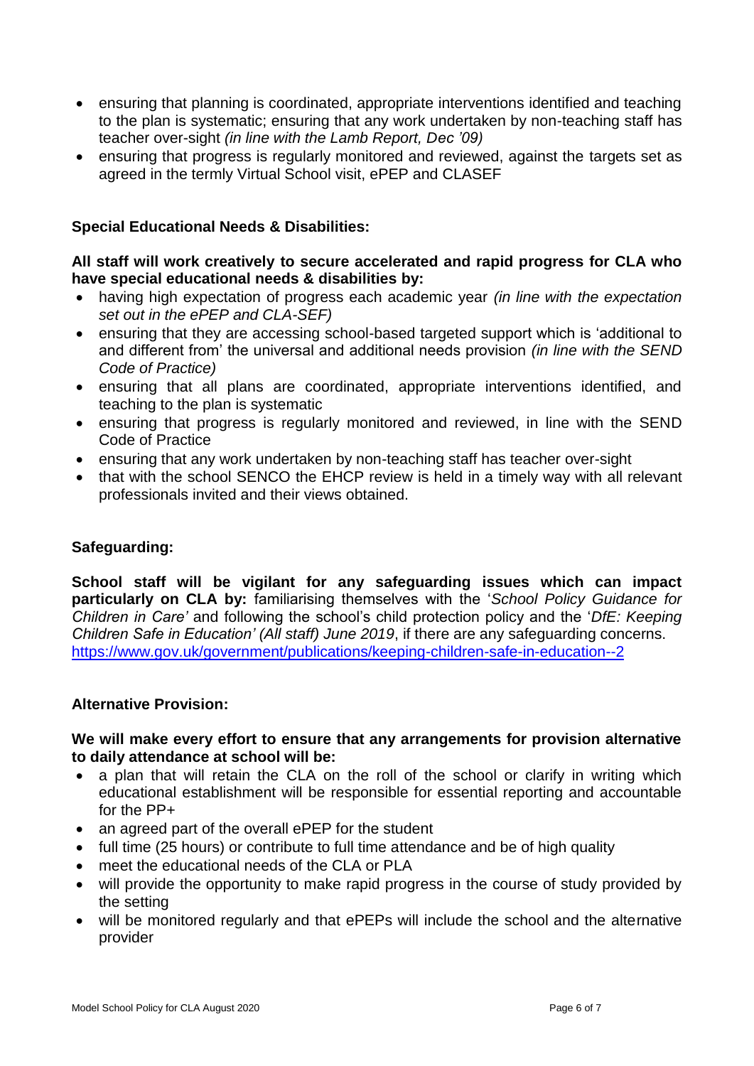- ensuring that planning is coordinated, appropriate interventions identified and teaching to the plan is systematic; ensuring that any work undertaken by non-teaching staff has teacher over-sight *(in line with the Lamb Report, Dec '09)*
- ensuring that progress is regularly monitored and reviewed, against the targets set as agreed in the termly Virtual School visit, ePEP and CLASEF

**Special Educational Needs & Disabilities:**

**All staff will work creatively to secure accelerated and rapid progress for CLA who have special educational needs & disabilities by:**

- having high expectation of progress each academic year *(in line with the expectation set out in the ePEP and CLA-SEF)*
- ensuring that they are accessing school-based targeted support which is 'additional to and different from' the universal and additional needs provision *(in line with the SEND Code of Practice)*
- ensuring that all plans are coordinated, appropriate interventions identified, and teaching to the plan is systematic
- ensuring that progress is regularly monitored and reviewed, in line with the SEND Code of Practice
- ensuring that any work undertaken by non-teaching staff has teacher over-sight
- that with the school SENCO the EHCP review is held in a timely way with all relevant professionals invited and their views obtained.

**Safeguarding:**

**School staff will be vigilant for any safeguarding issues which can impact particularly on CLA by:** familiarising themselves with the '*School Policy Guidance for Children in Care'* and following the school's child protection policy and the '*DfE: Keeping Children Safe in Education' (All staff) June 2019*, if there are any safeguarding concerns. [https://www.gov.uk/government/publications/keeping-children-safe-in-education--2](https://www.gov.uk/government/publications/keeping-children-safe-in-education--2)

**Alternative Provision:**

**We will make every effort to ensure that any arrangements for provision alternative to daily attendance at school will be:**

- a plan that will retain the CLA on the roll of the school or clarify in writing which educational establishment will be responsible for essential reporting and accountable for the PP+
- an agreed part of the overall ePEP for the student
- full time (25 hours) or contribute to full time attendance and be of high quality
- meet the educational needs of the CLA or PLA
- will provide the opportunity to make rapid progress in the course of study provided by the setting
- will be monitored regularly and that ePEPs will include the school and the alternative provider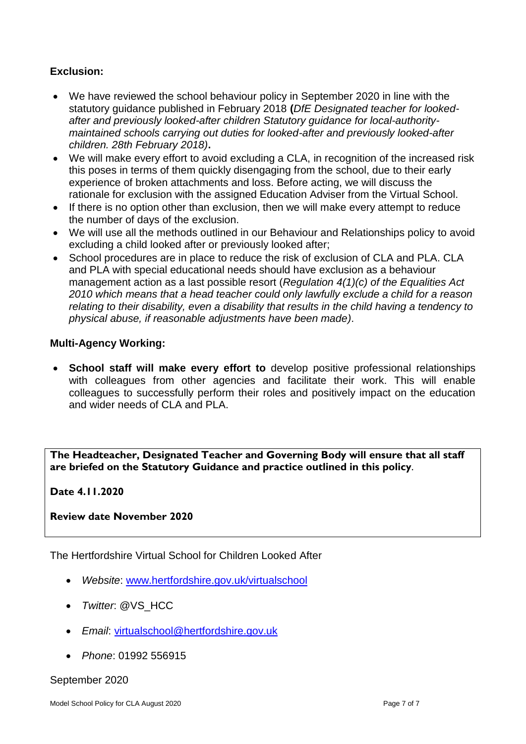**Exclusion:**

- We have reviewed the school behaviour policy in September 2020 in line with the statutory guidance published in February 2018 **(***DfE Designated teacher for looked-after and previously looked-after children Statutory guidance for local-authority-maintained schools carrying out duties for looked-after and previously looked-after children. 28th February 2018)***.**
- We will make every effort to avoid excluding a CLA, in recognition of the increased risk this poses in terms of them quickly disengaging from the school, due to their early experience of broken attachments and loss. Before acting, we will discuss the rationale for exclusion with the assigned Education Adviser from the Virtual School.
- If there is no option other than exclusion, then we will make every attempt to reduce the number of days of the exclusion.
- We will use all the methods outlined in our Behaviour and Relationships policy to avoid excluding a child looked after or previously looked after;
- School procedures are in place to reduce the risk of exclusion of CLA and PLA. CLA and PLA with special educational needs should have exclusion as a behaviour management action as a last possible resort (*Regulation 4(1)(c) of the Equalities Act 2010 which means that a head teacher could only lawfully exclude a child for a reason relating to their disability, even a disability that results in the child having a tendency to physical abuse, if reasonable adjustments have been made)*.

**Multi-Agency Working:**

- **School staff will make every effort to** develop positive professional relationships with colleagues from other agencies and facilitate their work. This will enable colleagues to successfully perform their roles and positively impact on the education and wider needs of CLA and PLA.

**The Headteacher, Designated Teacher and Governing Body will ensure that all staff are briefed on the Statutory Guidance and practice outlined in this policy**.

**Date 4.11.2020**

**Review date November 2020**

The Hertfordshire Virtual School for Children Looked After

- *Website*: www.hertfordshire.gov.uk/virtualschool
- *Twitter*: @VS_HCC
- *Email*: virtualschool@hertfordshire.gov.uk
- *Phone*: 01992 556915

September 2020